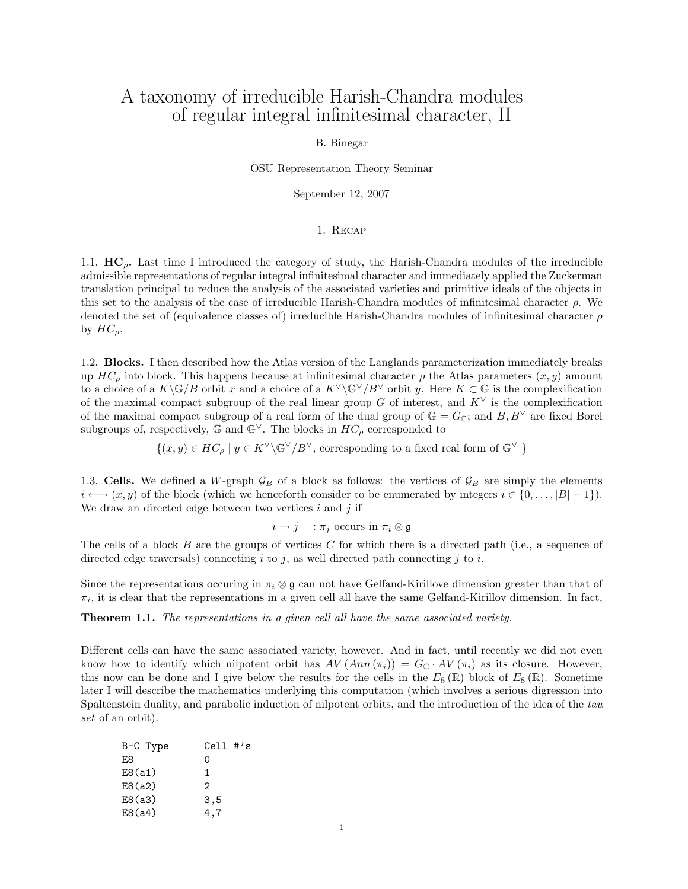# A taxonomy of irreducible Harish-Chandra modules of regular integral infinitesimal character, II

B. Binegar

OSU Representation Theory Seminar

September 12, 2007

## 1. Recap

1.1. **$\mathbf{HC}_\rho$.** Last time I introduced the category of study, the Harish-Chandra modules of the irreducible admissible representations of regular integral infinitesimal character and immediately applied the Zuckerman translation principal to reduce the analysis of the associated varieties and primitive ideals of the objects in this set to the analysis of the case of irreducible Harish-Chandra modules of infinitesimal character $\rho$. We denoted the set of (equivalence classes of) irreducible Harish-Chandra modules of infinitesimal character $\rho$ by $HC_\rho$.

1.2. **Blocks.** I then described how the Atlas version of the Langlands parameterization immediately breaks up $HC_\rho$ into block. This happens because at infinitesimal character $\rho$ the Atlas parameters $(x, y)$ amount to a choice of a $K\backslash\mathbb{G}/B$ orbit $x$ and a choice of a $K^\vee\backslash\mathbb{G}^\vee/B^\vee$ orbit $y$. Here $K \subset \mathbb{G}$ is the complexification of the maximal compact subgroup of the real linear group $G$ of interest, and $K^\vee$ is the complexification of the maximal compact subgroup of a real form of the dual group of $\mathbb{G} = G_\mathbb{C}$; and $B, B^\vee$ are fixed Borel subgroups of, respectively, $\mathbb{G}$ and $\mathbb{G}^\vee$. The blocks in $HC_\rho$ corresponded to

$$\{(x, y) \in HC_\rho \mid y \in K^\vee\backslash\mathbb{G}^\vee/B^\vee, \text{ corresponding to a fixed real form of } \mathbb{G}^\vee\}$$

1.3. **Cells.** We defined a $W$-graph $\mathcal{G}_B$ of a block as follows: the vertices of $\mathcal{G}_B$ are simply the elements $i \longleftrightarrow (x, y)$ of the block (which we henceforth consider to be enumerated by integers $i \in \{0, \ldots, |B| - 1\}$). We draw an directed edge between two vertices $i$ and $j$ if

$$i \to j \quad : \pi_j \text{ occurs in } \pi_i \otimes \mathfrak{g}$$

The cells of a block $B$ are the groups of vertices $C$ for which there is a directed path (i.e., a sequence of directed edge traversals) connecting $i$ to $j$, as well directed path connecting $j$ to $i$.

Since the representations occuring in $\pi_i \otimes \mathfrak{g}$ can not have Gelfand-Kirillove dimension greater than that of $\pi_i$, it is clear that the representations in a given cell all have the same Gelfand-Kirillov dimension. In fact,

**Theorem 1.1.** *The representations in a given cell all have the same associated variety.*

Different cells can have the same associated variety, however. And in fact, until recently we did not even know how to identify which nilpotent orbit has $AV\left(Ann\left(\pi_i\right)\right) = \overline{G_\mathbb{C} \cdot AV\left(\pi_i\right)}$ as its closure. However, this now can be done and I give below the results for the cells in the $E_8\left(\mathbb{R}\right)$ block of $E_8\left(\mathbb{R}\right)$. Sometime later I will describe the mathematics underlying this computation (which involves a serious digression into Spaltenstein duality, and parabolic induction of nilpotent orbits, and the introduction of the idea of the *tau set* of an orbit).

```
B-C Type      Cell #'s
E8            0
E8(a1)        1
E8(a2)        2
E8(a3)        3,5
E8(a4)        4,7
```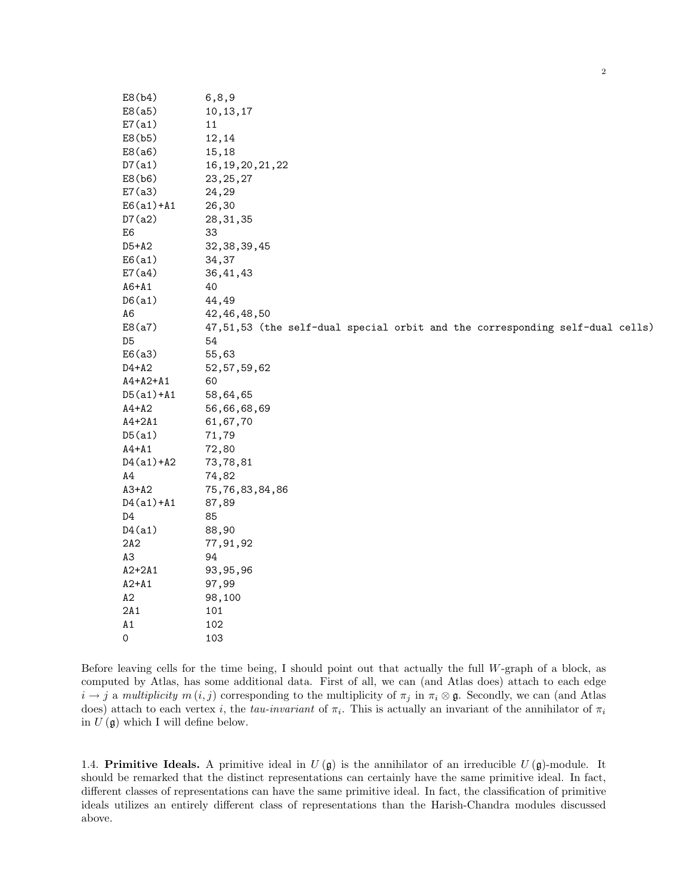```
E8(b4)        6,8,9
E8(a5)        10,13,17
E7(a1)        11
E8(b5)        12,14
E8(a6)        15,18
D7(a1)        16,19,20,21,22
E8(b6)        23,25,27
E7(a3)        24,29
E6(a1)+A1     26,30
D7(a2)        28,31,35
E6            33
D5+A2         32,38,39,45
E6(a1)        34,37
E7(a4)        36,41,43
A6+A1         40
D6(a1)        44,49
A6            42,46,48,50
E8(a7)        47,51,53 (the self-dual special orbit and the corresponding self-dual cells)
D5            54
E6(a3)        55,63
D4+A2         52,57,59,62
A4+A2+A1      60
D5(a1)+A1     58,64,65
A4+A2         56,66,68,69
A4+2A1        61,67,70
D5(a1)        71,79
A4+A1         72,80
D4(a1)+A2     73,78,81
A4            74,82
A3+A2         75,76,83,84,86
D4(a1)+A1     87,89
D4            85
D4(a1)        88,90
2A2           77,91,92
A3            94
A2+2A1        93,95,96
A2+A1         97,99
A2            98,100
2A1           101
A1            102
0             103
```

Before leaving cells for the time being, I should point out that actually the full $W$-graph of a block, as computed by Atlas, has some additional data. First of all, we can (and Atlas does) attach to each edge $i \to j$ a *multiplicity* $m(i,j)$ corresponding to the multiplicity of $\pi_j$ in $\pi_i \otimes \mathfrak{g}$. Secondly, we can (and Atlas does) attach to each vertex $i$, the *tau-invariant* of $\pi_i$. This is actually an invariant of the annihilator of $\pi_i$ in $U(\mathfrak{g})$ which I will define below.

### 1.4. Primitive Ideals.

A primitive ideal in $U(\mathfrak{g})$ is the annihilator of an irreducible $U(\mathfrak{g})$-module. It should be remarked that the distinct representations can certainly have the same primitive ideal. In fact, different classes of representations can have the same primitive ideal. In fact, the classification of primitive ideals utilizes an entirely different class of representations than the Harish-Chandra modules discussed above.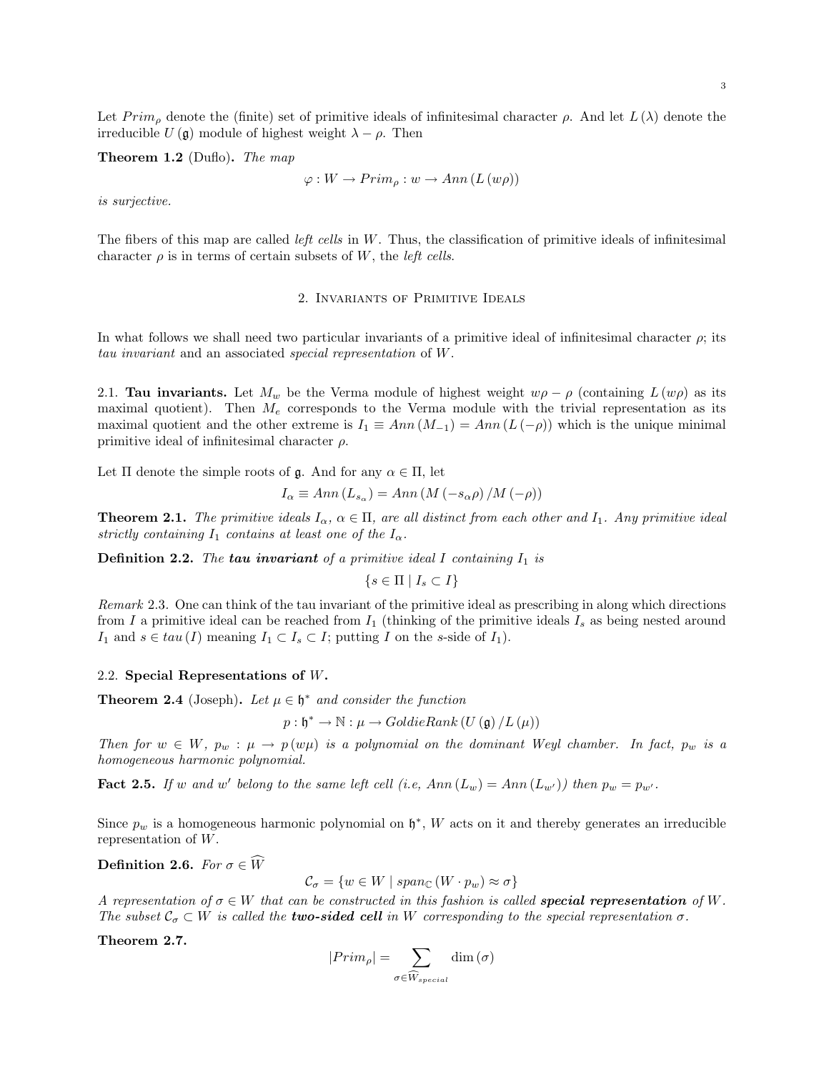Let $Prim_\rho$ denote the (finite) set of primitive ideals of infinitesimal character $\rho$. And let $L(\lambda)$ denote the irreducible $U(\mathfrak{g})$ module of highest weight $\lambda - \rho$. Then

**Theorem 1.2** (Duflo)**.** *The map*

$$\varphi : W \to Prim_\rho : w \to Ann(L(w\rho))$$

*is surjective.*

The fibers of this map are called *left cells* in $W$. Thus, the classification of primitive ideals of infinitesimal character $\rho$ is in terms of certain subsets of $W$, the *left cells*.

## 2. Invariants of Primitive Ideals

In what follows we shall need two particular invariants of a primitive ideal of infinitesimal character $\rho$; its *tau invariant* and an associated *special representation* of $W$.

### 2.1. Tau invariants.

Let $M_w$ be the Verma module of highest weight $w\rho - \rho$ (containing $L(w\rho)$ as its maximal quotient). Then $M_e$ corresponds to the Verma module with the trivial representation as its maximal quotient and the other extreme is $I_1 \equiv Ann(M_{-1}) = Ann(L(-\rho))$ which is the unique minimal primitive ideal of infinitesimal character $\rho$.

Let $\Pi$ denote the simple roots of $\mathfrak{g}$. And for any $\alpha \in \Pi$, let

$$I_\alpha \equiv Ann(L_{s_\alpha}) = Ann(M(-s_\alpha\rho)/M(-\rho))$$

**Theorem 2.1.** *The primitive ideals $I_\alpha$, $\alpha \in \Pi$, are all distinct from each other and $I_1$. Any primitive ideal strictly containing $I_1$ contains at least one of the $I_\alpha$.*

**Definition 2.2.** *The* ***tau invariant*** *of a primitive ideal $I$ containing $I_1$ is*

$$\{s \in \Pi \mid I_s \subset I\}$$

*Remark* 2.3. One can think of the tau invariant of the primitive ideal as prescribing in along which directions from $I$ a primitive ideal can be reached from $I_1$ (thinking of the primitive ideals $I_s$ as being nested around $I_1$ and $s \in tau(I)$ meaning $I_1 \subset I_s \subset I$; putting $I$ on the $s$-side of $I_1$).

### 2.2. Special Representations of $W$.

**Theorem 2.4** (Joseph)**.** *Let $\mu \in \mathfrak{h}^*$ and consider the function*

$$p : \mathfrak{h}^* \to \mathbb{N} : \mu \to GoldieRank(U(\mathfrak{g})/L(\mu))$$

*Then for $w \in W$, $p_w : \mu \to p(w\mu)$ is a polynomial on the dominant Weyl chamber. In fact, $p_w$ is a homogeneous harmonic polynomial.*

**Fact 2.5.** *If $w$ and $w'$ belong to the same left cell (i.e, $Ann(L_w) = Ann(L_{w'})$) then $p_w = p_{w'}$.*

Since $p_w$ is a homogeneous harmonic polynomial on $\mathfrak{h}^*$, $W$ acts on it and thereby generates an irreducible representation of $W$.

**Definition 2.6.** *For $\sigma \in \widehat{W}$*

$$\mathcal{C}_\sigma = \{w \in W \mid span_{\mathbb{C}}(W \cdot p_w) \approx \sigma\}$$

*A representation of $\sigma \in W$ that can be constructed in this fashion is called* ***special representation*** *of $W$. The subset $\mathcal{C}_\sigma \subset W$ is called the* ***two-sided cell*** *in $W$ corresponding to the special representation $\sigma$.*

**Theorem 2.7.**

$$|Prim_\rho| = \sum_{\sigma \in \widehat{W}_{special}} \dim(\sigma)$$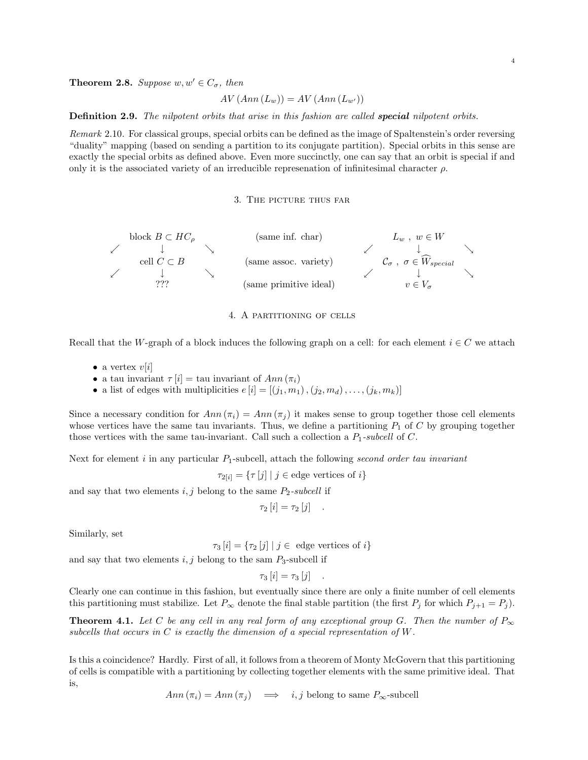**Theorem 2.8.** *Suppose $w, w' \in C_\sigma$, then*

$$AV\left(Ann\left(L_w\right)\right) = AV\left(Ann\left(L_{w'}\right)\right)$$

**Definition 2.9.** *The nilpotent orbits that arise in this fashion are called **special** nilpotent orbits.*

*Remark* 2.10. For classical groups, special orbits can be defined as the image of Spaltenstein's order reversing "duality" mapping (based on sending a partition to its conjugate partition). Special orbits in this sense are exactly the special orbits as defined above. Even more succinctly, one can say that an orbit is special if and only it is the associated variety of an irreducible represenation of infinitesimal character $\rho$.

## 3. The picture thus far

$$\begin{array}{ccccccccc}
 & \text{block } B \subset HC_\rho & & & \text{(same inf. char)} & & & L_w\ ,\ w \in W & \\
\swarrow & \downarrow & \searrow & & & & \swarrow & \downarrow & \searrow \\
 & \text{cell } C \subset B & & & \text{(same assoc. variety)} & & & \mathcal{C}_\sigma\ ,\ \sigma \in \widehat{W}_{special} & \\
\swarrow & \downarrow & \searrow & & & & \swarrow & \downarrow & \searrow \\
 & ??? & & & \text{(same primitive ideal)} & & & v \in V_\sigma &
\end{array}$$

## 4. A partitioning of cells

Recall that the $W$-graph of a block induces the following graph on a cell: for each element $i \in C$ we attach

- a vertex $v[i]$
- a tau invariant $\tau[i] =$ tau invariant of $Ann(\pi_i)$
- a list of edges with multiplicities $e[i] = [(j_1, m_1), (j_2, m_d), \ldots, (j_k, m_k)]$

Since a necessary condition for $Ann(\pi_i) = Ann(\pi_j)$ it makes sense to group together those cell elements whose vertices have the same tau invariants. Thus, we define a partitioning $P_1$ of $C$ by grouping together those vertices with the same tau-invariant. Call such a collection a $P_1$-*subcell* of $C$.

Next for element $i$ in any particular $P_1$-subcell, attach the following *second order tau invariant*

$$\tau_{2[i]} = \{\tau[j] \mid j \in \text{edge vertices of } i\}$$

and say that two elements $i, j$ belong to the same $P_2$-*subcell* if

$$\tau_2[i] = \tau_2[j] \quad .$$

Similarly, set

$$\tau_3[i] = \{\tau_2[j] \mid j \in \text{ edge vertices of } i\}$$

and say that two elements $i, j$ belong to the sam $P_3$-subcell if

$$\tau_3[i] = \tau_3[j] \quad .$$

Clearly one can continue in this fashion, but eventually since there are only a finite number of cell elements this partitioning must stabilize. Let $P_\infty$ denote the final stable partition (the first $P_j$ for which $P_{j+1} = P_j$).

**Theorem 4.1.** *Let $C$ be any cell in any real form of any exceptional group $G$. Then the number of $P_\infty$ subcells that occurs in $C$ is exactly the dimension of a special representation of $W$.*

Is this a coincidence? Hardly. First of all, it follows from a theorem of Monty McGovern that this partitioning of cells is compatible with a partitioning by collecting together elements with the same primitive ideal. That is,

$$Ann(\pi_i) = Ann(\pi_j) \quad \Longrightarrow \quad i, j \text{ belong to same } P_\infty\text{-subcell}$$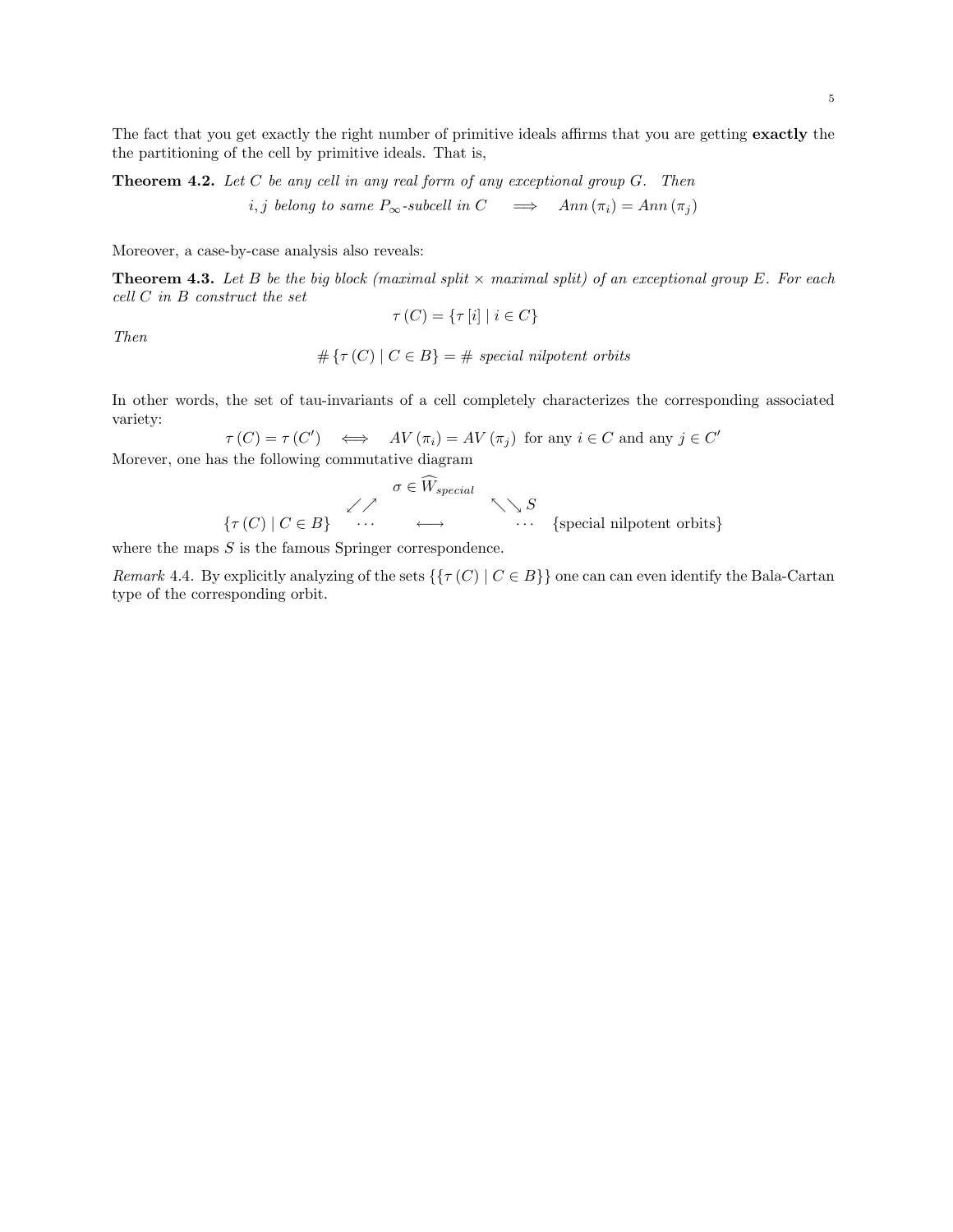The fact that you get exactly the right number of primitive ideals affirms that you are getting **exactly** the the partitioning of the cell by primitive ideals. That is,

**Theorem 4.2.** *Let $C$ be any cell in any real form of any exceptional group $G$. Then*

$$i, j \text{ belong to same } P_\infty\text{-subcell in } C \quad \Longrightarrow \quad Ann(\pi_i) = Ann(\pi_j)$$

Moreover, a case-by-case analysis also reveals:

**Theorem 4.3.** *Let $B$ be the big block (maximal split $\times$ maximal split) of an exceptional group $E$. For each cell $C$ in $B$ construct the set*

$$\tau(C) = \{\tau[i] \mid i \in C\}$$

*Then*

$$\#\{\tau(C) \mid C \in B\} = \#\ \text{special nilpotent orbits}$$

In other words, the set of tau-invariants of a cell completely characterizes the corresponding associated variety:

$$\tau(C) = \tau(C') \quad \Longleftrightarrow \quad AV(\pi_i) = AV(\pi_j) \text{ for any } i \in C \text{ and any } j \in C'$$

Morever, one has the following commutative diagram

$$\begin{array}{ccccc} & & \sigma \in \widehat{W}_{special} & & \\ & \swarrow\nearrow & & \nwarrow\searrow S & \\ \{\tau(C) \mid C \in B\} & \cdots & \longleftrightarrow & \cdots & \{\text{special nilpotent orbits}\} \end{array}$$

where the maps $S$ is the famous Springer correspondence.

*Remark* 4.4. By explicitly analyzing of the sets $\{\{\tau(C) \mid C \in B\}\}$ one can can even identify the Bala-Cartan type of the corresponding orbit.